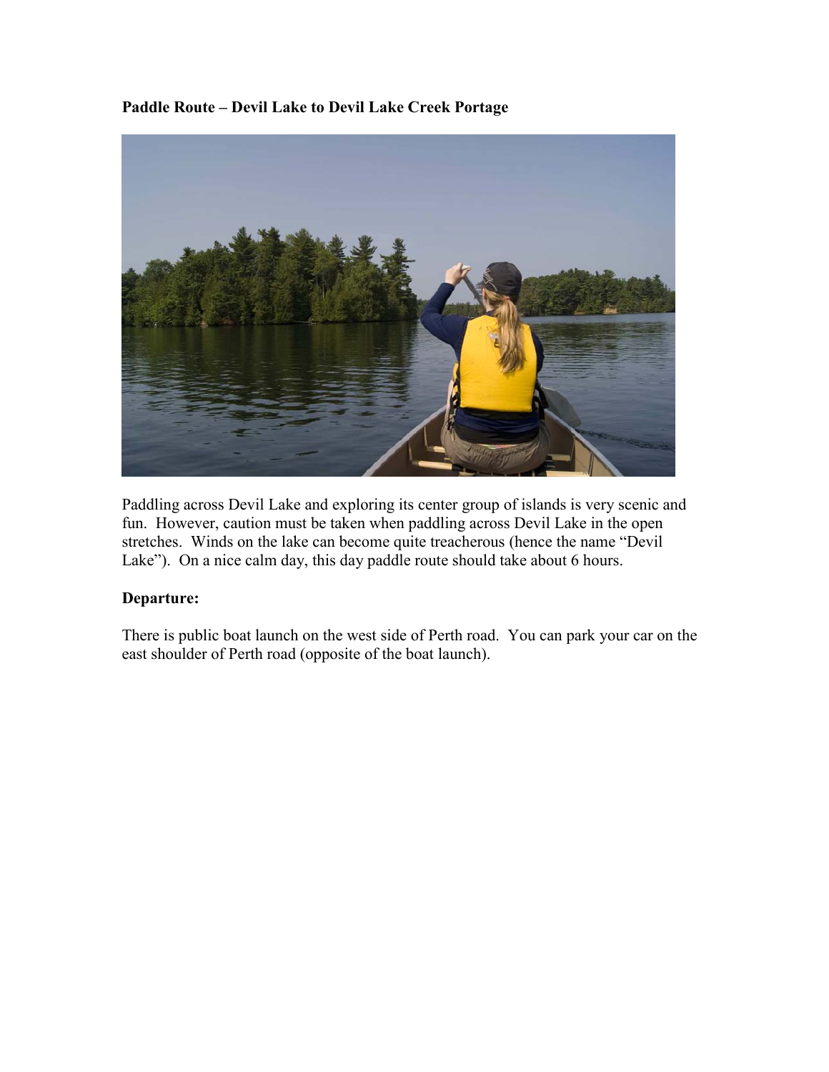**Paddle Route – Devil Lake to Devil Lake Creek Portage**

Paddling across Devil Lake and exploring its center group of islands is very scenic and fun. However, caution must be taken when paddling across Devil Lake in the open stretches. Winds on the lake can become quite treacherous (hence the name "Devil Lake"). On a nice calm day, this day paddle route should take about 6 hours.

**Departure:**

There is public boat launch on the west side of Perth road. You can park your car on the east shoulder of Perth road (opposite of the boat launch).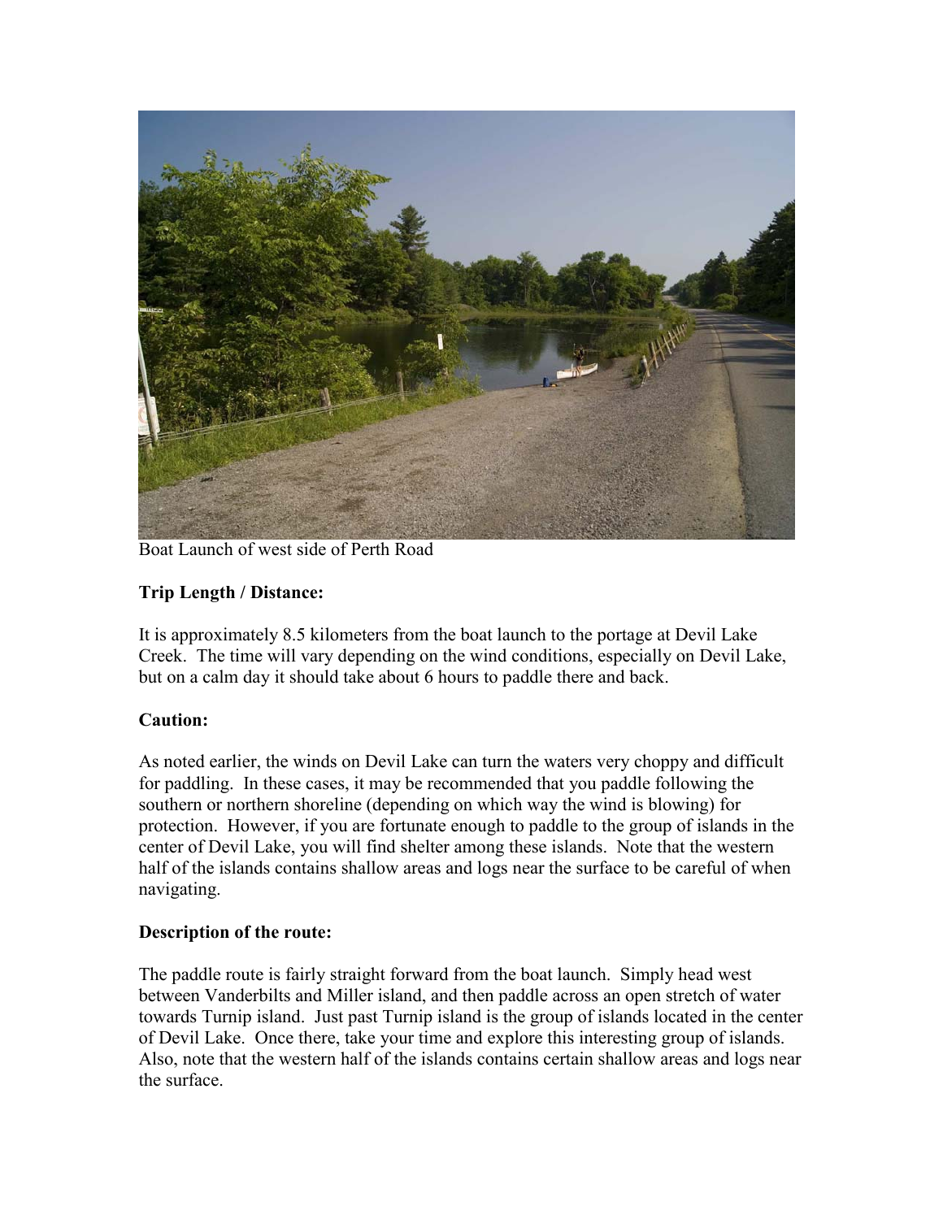Boat Launch of west side of Perth Road

**Trip Length / Distance:**

It is approximately 8.5 kilometers from the boat launch to the portage at Devil Lake Creek. The time will vary depending on the wind conditions, especially on Devil Lake, but on a calm day it should take about 6 hours to paddle there and back.

**Caution:**

As noted earlier, the winds on Devil Lake can turn the waters very choppy and difficult for paddling. In these cases, it may be recommended that you paddle following the southern or northern shoreline (depending on which way the wind is blowing) for protection. However, if you are fortunate enough to paddle to the group of islands in the center of Devil Lake, you will find shelter among these islands. Note that the western half of the islands contains shallow areas and logs near the surface to be careful of when navigating.

**Description of the route:**

The paddle route is fairly straight forward from the boat launch. Simply head west between Vanderbilts and Miller island, and then paddle across an open stretch of water towards Turnip island. Just past Turnip island is the group of islands located in the center of Devil Lake. Once there, take your time and explore this interesting group of islands. Also, note that the western half of the islands contains certain shallow areas and logs near the surface.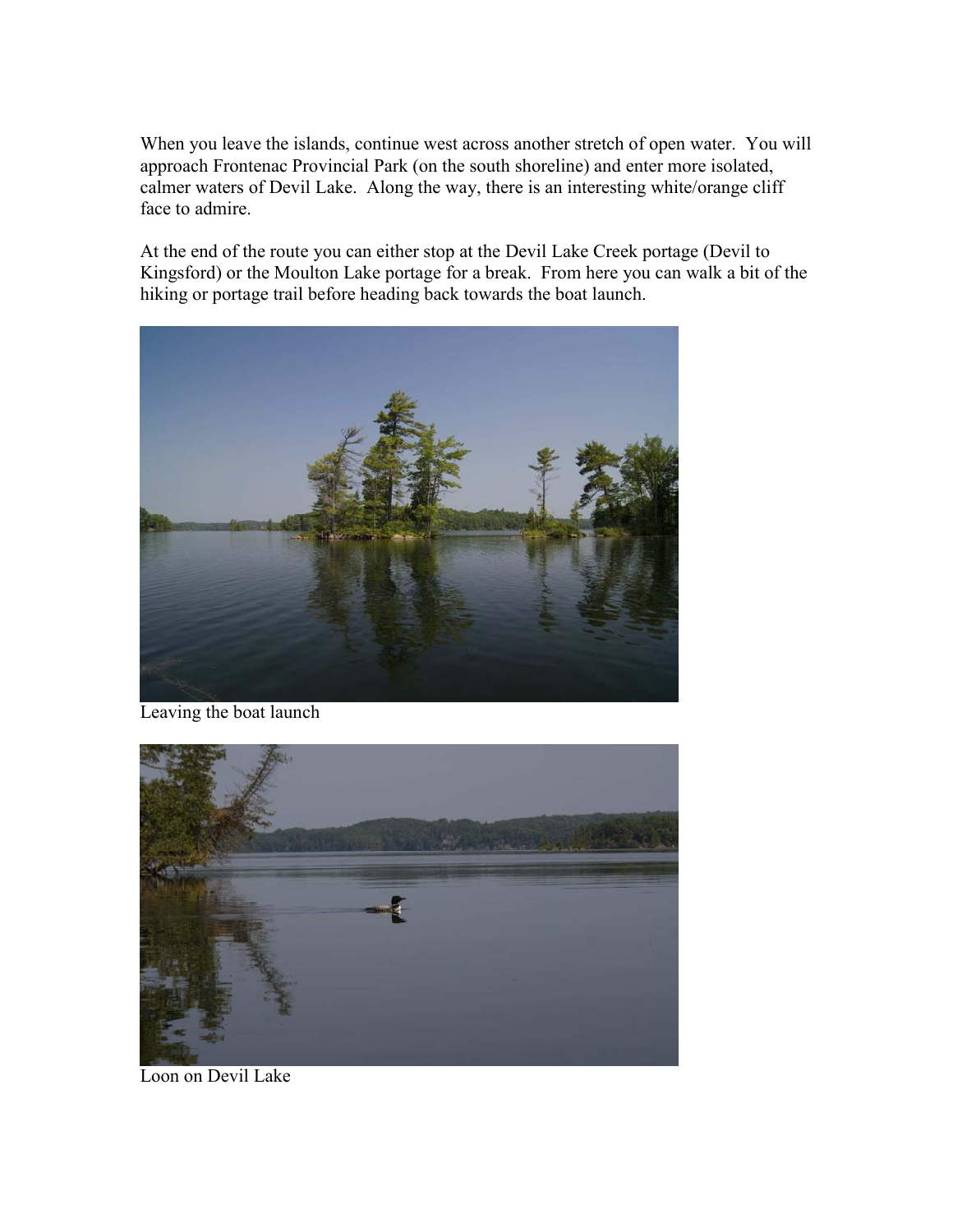When you leave the islands, continue west across another stretch of open water. You will approach Frontenac Provincial Park (on the south shoreline) and enter more isolated, calmer waters of Devil Lake. Along the way, there is an interesting white/orange cliff face to admire.

At the end of the route you can either stop at the Devil Lake Creek portage (Devil to Kingsford) or the Moulton Lake portage for a break. From here you can walk a bit of the hiking or portage trail before heading back towards the boat launch.

Leaving the boat launch

Loon on Devil Lake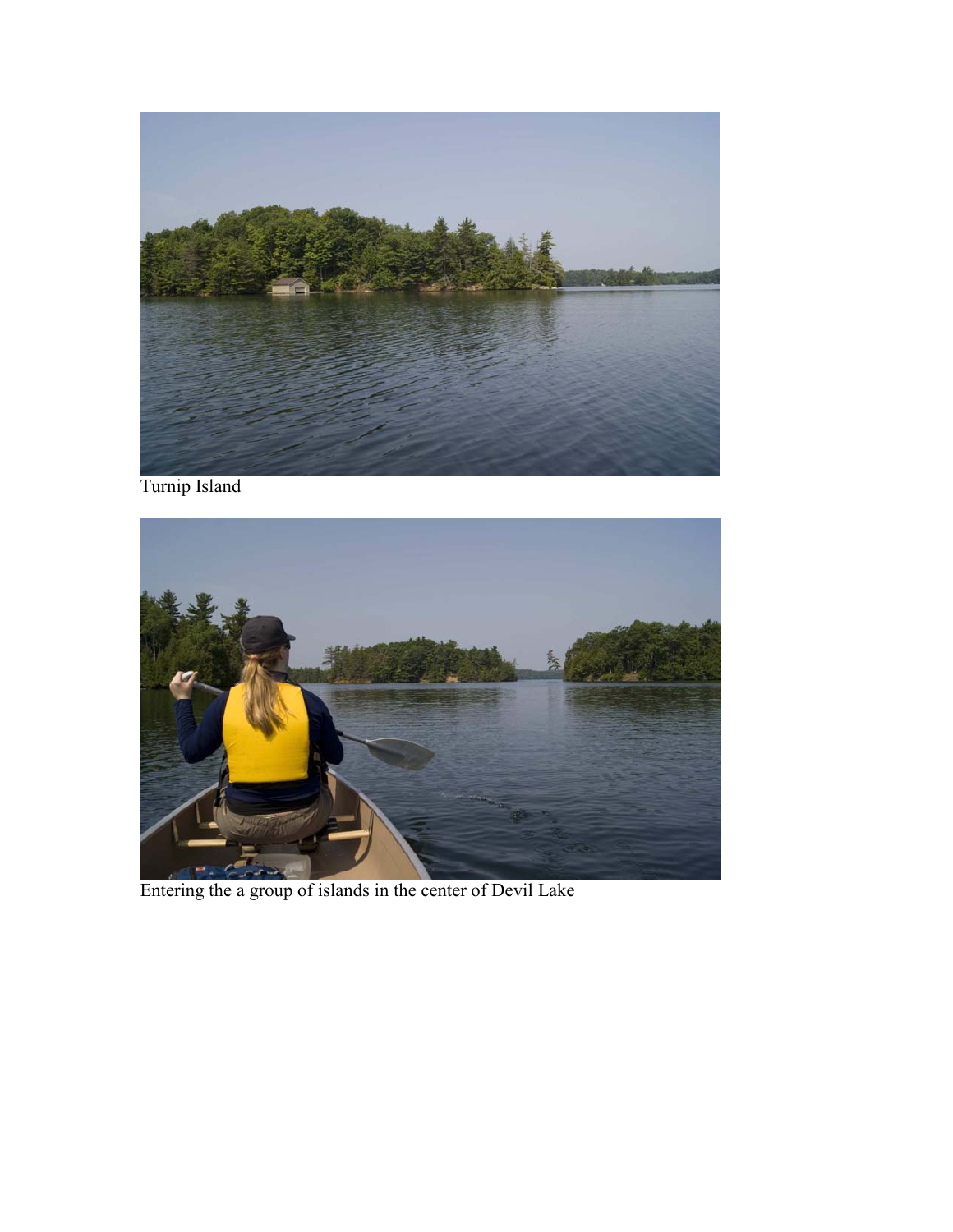Turnip Island

Entering the a group of islands in the center of Devil Lake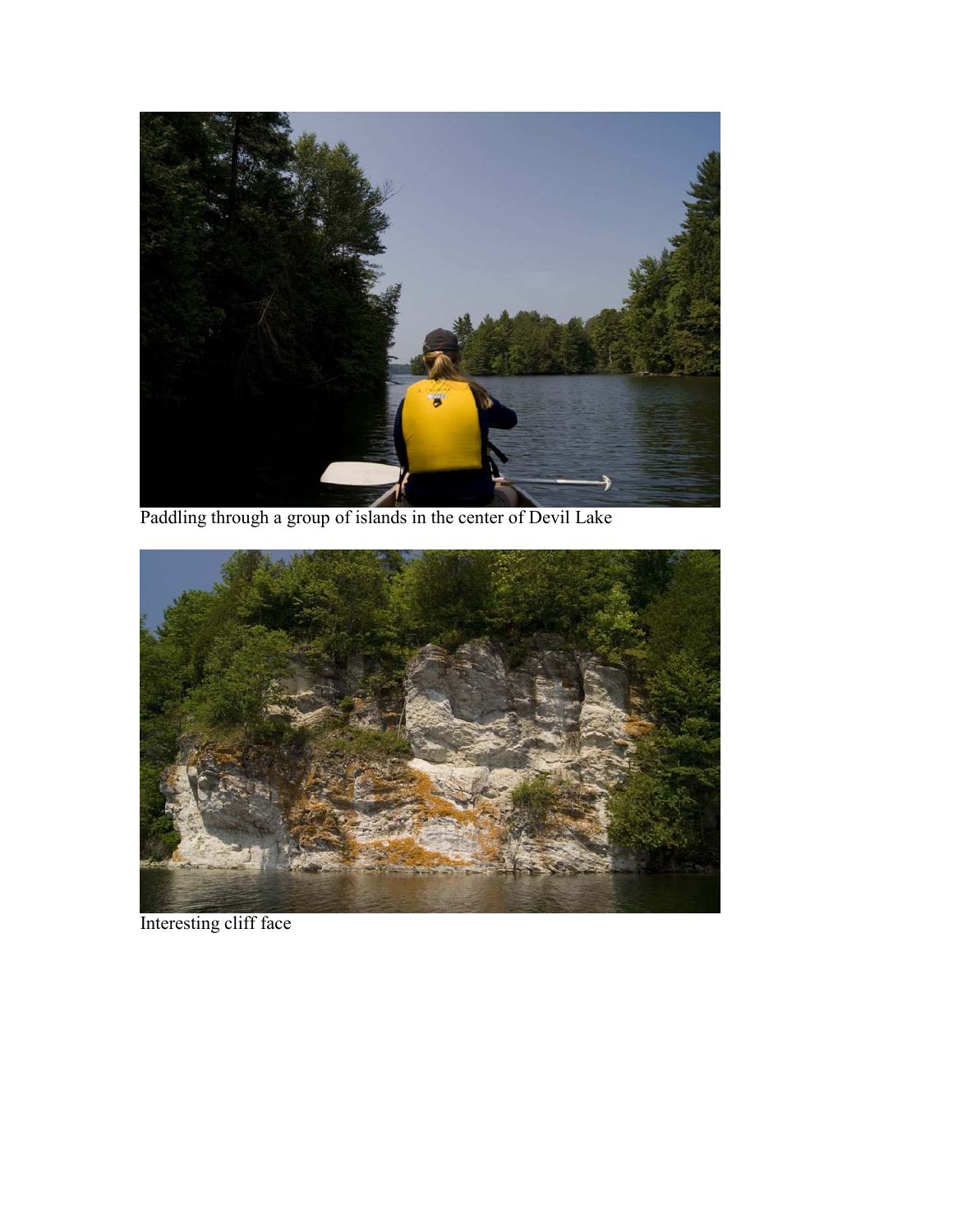Paddling through a group of islands in the center of Devil Lake

Interesting cliff face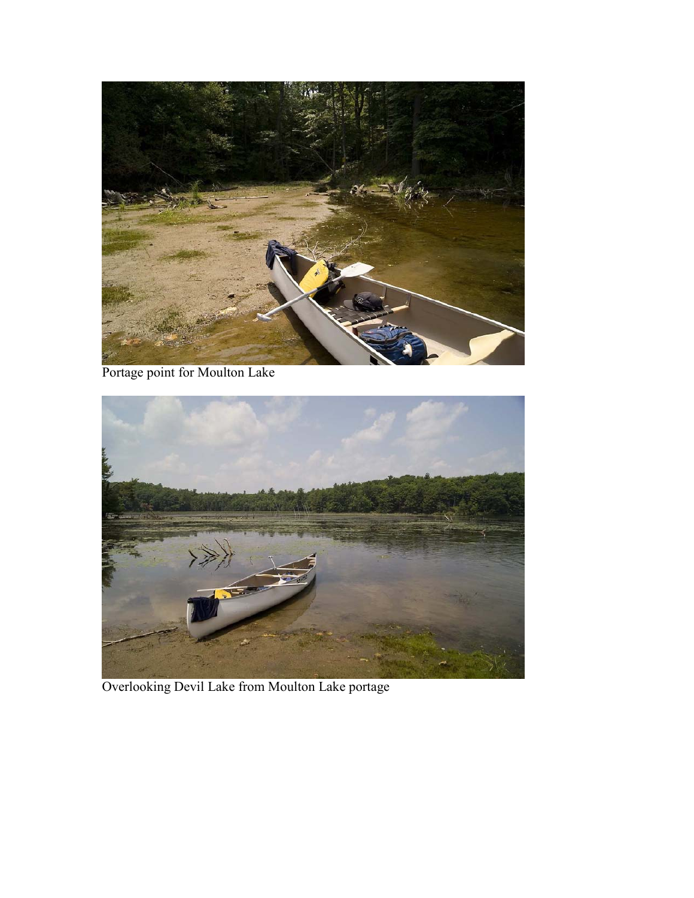Portage point for Moulton Lake

Overlooking Devil Lake from Moulton Lake portage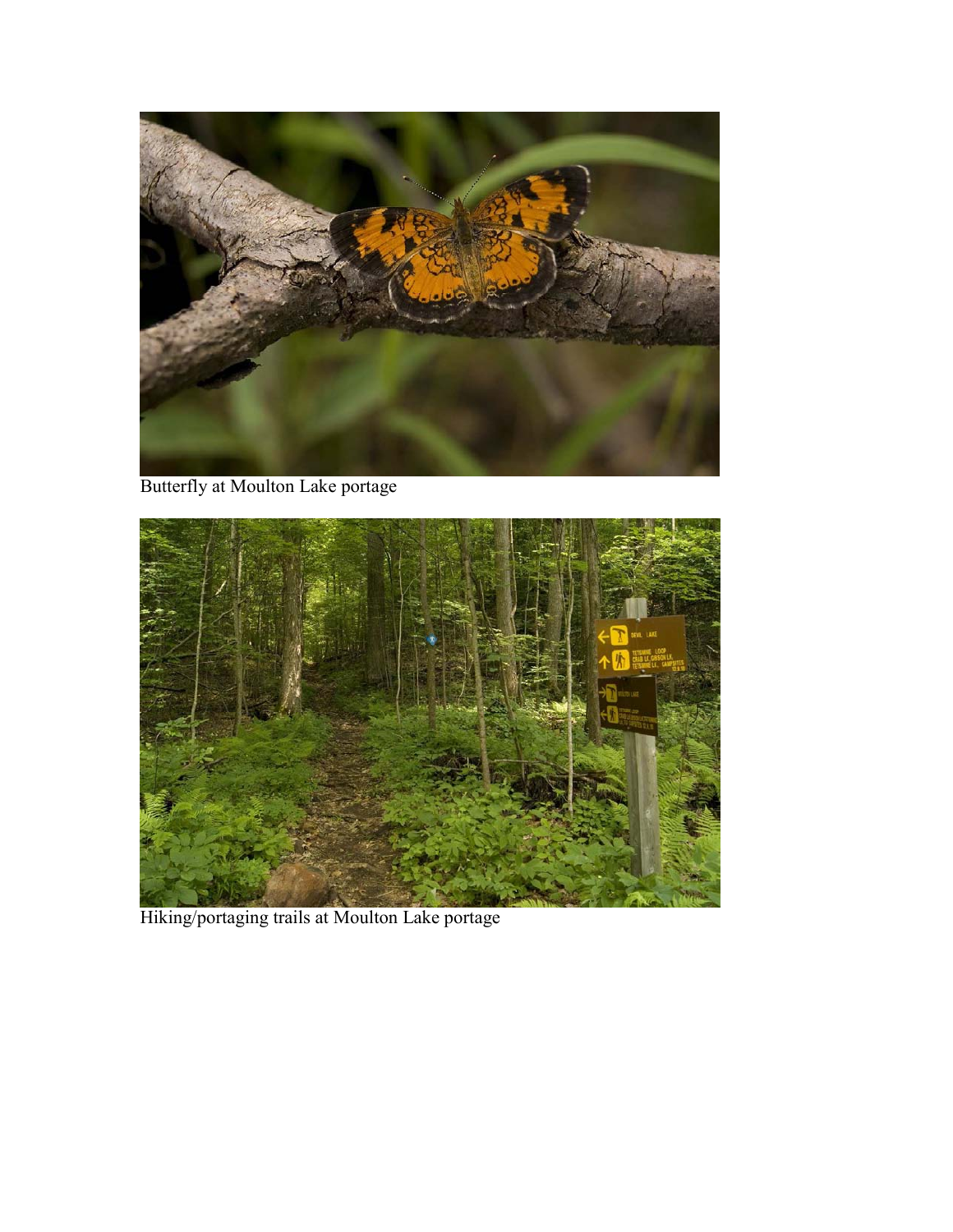Butterfly at Moulton Lake portage

Hiking/portaging trails at Moulton Lake portage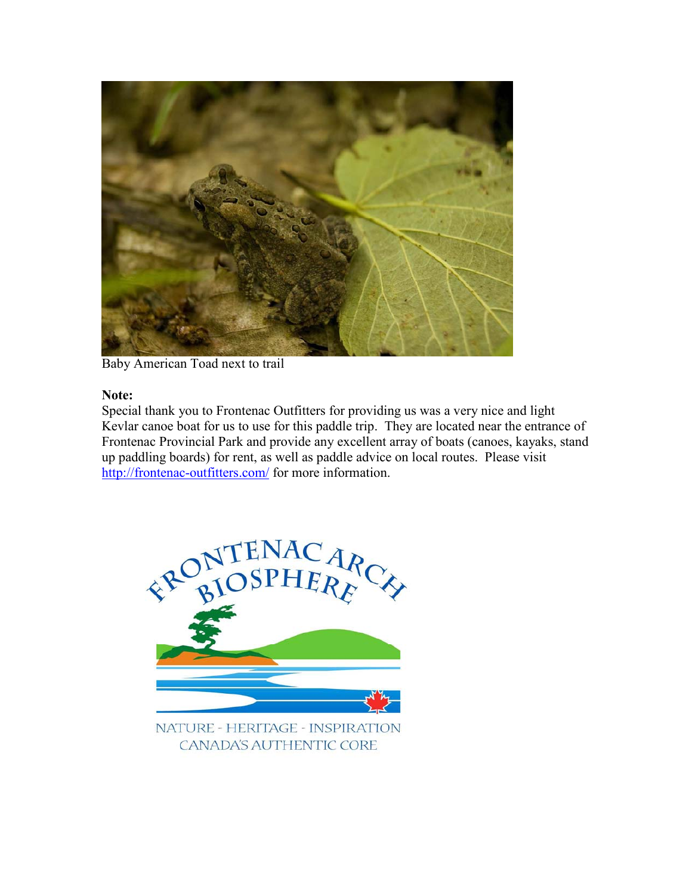Baby American Toad next to trail

**Note:**
Special thank you to Frontenac Outfitters for providing us was a very nice and light Kevlar canoe boat for us to use for this paddle trip. They are located near the entrance of Frontenac Provincial Park and provide any excellent array of boats (canoes, kayaks, stand up paddling boards) for rent, as well as paddle advice on local routes. Please visit http://frontenac-outfitters.com/ for more information.

FRONTENAC ARCH BIOSPHERE

NATURE - HERITAGE - INSPIRATION
CANADA'S AUTHENTIC CORE